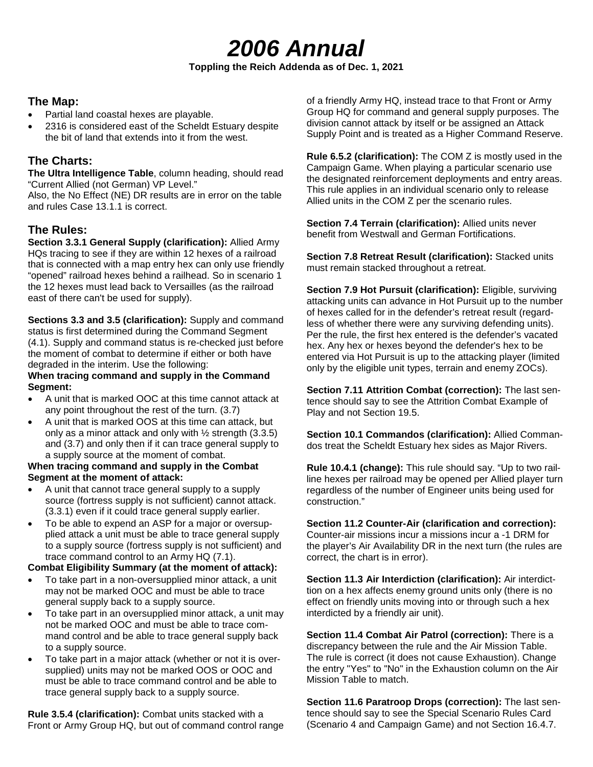# *2006 Annual*

**Toppling the Reich Addenda as of Dec. 1, 2021**

## The Map:

- Partial land coastal hexes are playable.
- 2316 is considered east of the Scheldt Estuary despite the bit of land that extends into it from the west.

## The Charts:

**The Ultra Intelligence Table**, column heading, should read "Current Allied (not German) VP Level."

Also, the No Effect (NE) DR results are in error on the table and rules Case 13.1.1 is correct.

## The Rules:

**Section 3.3.1 General Supply (clarification):** Allied Army HQs tracing to see if they are within 12 hexes of a railroad that is connected with a map entry hex can only use friendly "opened" railroad hexes behind a railhead. So in scenario 1 the 12 hexes must lead back to Versailles (as the railroad east of there can't be used for supply).

**Sections 3.3 and 3.5 (clarification):** Supply and command status is first determined during the Command Segment (4.1). Supply and command status is re-checked just before the moment of combat to determine if either or both have degraded in the interim. Use the following:

**When tracing command and supply in the Command Segment:**

- A unit that is marked OOC at this time cannot attack at any point throughout the rest of the turn. (3.7)
- A unit that is marked OOS at this time can attack, but only as a minor attack and only with ½ strength (3.3.5) and (3.7) and only then if it can trace general supply to a supply source at the moment of combat.

**When tracing command and supply in the Combat Segment at the moment of attack:**

- A unit that cannot trace general supply to a supply source (fortress supply is not sufficient) cannot attack. (3.3.1) even if it could trace general supply earlier.
- To be able to expend an ASP for a major or oversupplied attack a unit must be able to trace general supply to a supply source (fortress supply is not sufficient) and trace command control to an Army HQ (7.1).

**Combat Eligibility Summary (at the moment of attack):**

- To take part in a non-oversupplied minor attack, a unit may not be marked OOC and must be able to trace general supply back to a supply source.
- To take part in an oversupplied minor attack, a unit may not be marked OOC and must be able to trace command control and be able to trace general supply back to a supply source.
- To take part in a major attack (whether or not it is oversupplied) units may not be marked OOS or OOC and must be able to trace command control and be able to trace general supply back to a supply source.

**Rule 3.5.4 (clarification):** Combat units stacked with a Front or Army Group HQ, but out of command control range of a friendly Army HQ, instead trace to that Front or Army Group HQ for command and general supply purposes. The division cannot attack by itself or be assigned an Attack Supply Point and is treated as a Higher Command Reserve.

**Rule 6.5.2 (clarification):** The COM Z is mostly used in the Campaign Game. When playing a particular scenario use the designated reinforcement deployments and entry areas. This rule applies in an individual scenario only to release Allied units in the COM Z per the scenario rules.

**Section 7.4 Terrain (clarification):** Allied units never benefit from Westwall and German Fortifications.

**Section 7.8 Retreat Result (clarification):** Stacked units must remain stacked throughout a retreat.

**Section 7.9 Hot Pursuit (clarification):** Eligible, surviving attacking units can advance in Hot Pursuit up to the number of hexes called for in the defender's retreat result (regardless of whether there were any surviving defending units). Per the rule, the first hex entered is the defender's vacated hex. Any hex or hexes beyond the defender's hex to be entered via Hot Pursuit is up to the attacking player (limited only by the eligible unit types, terrain and enemy ZOCs).

**Section 7.11 Attrition Combat (correction):** The last sentence should say to see the Attrition Combat Example of Play and not Section 19.5.

**Section 10.1 Commandos (clarification):** Allied Commandos treat the Scheldt Estuary hex sides as Major Rivers.

**Rule 10.4.1 (change):** This rule should say. "Up to two rail-line hexes per railroad may be opened per Allied player turn regardless of the number of Engineer units being used for construction."

**Section 11.2 Counter-Air (clarification and correction):** Counter-air missions incur a missions incur a -1 DRM for the player's Air Availability DR in the next turn (the rules are correct, the chart is in error).

**Section 11.3 Air Interdiction (clarification):** Air interdiction on a hex affects enemy ground units only (there is no effect on friendly units moving into or through such a hex interdicted by a friendly air unit).

**Section 11.4 Combat Air Patrol (correction):** There is a discrepancy between the rule and the Air Mission Table. The rule is correct (it does not cause Exhaustion). Change the entry "Yes" to "No" in the Exhaustion column on the Air Mission Table to match.

**Section 11.6 Paratroop Drops (correction):** The last sentence should say to see the Special Scenario Rules Card (Scenario 4 and Campaign Game) and not Section 16.4.7.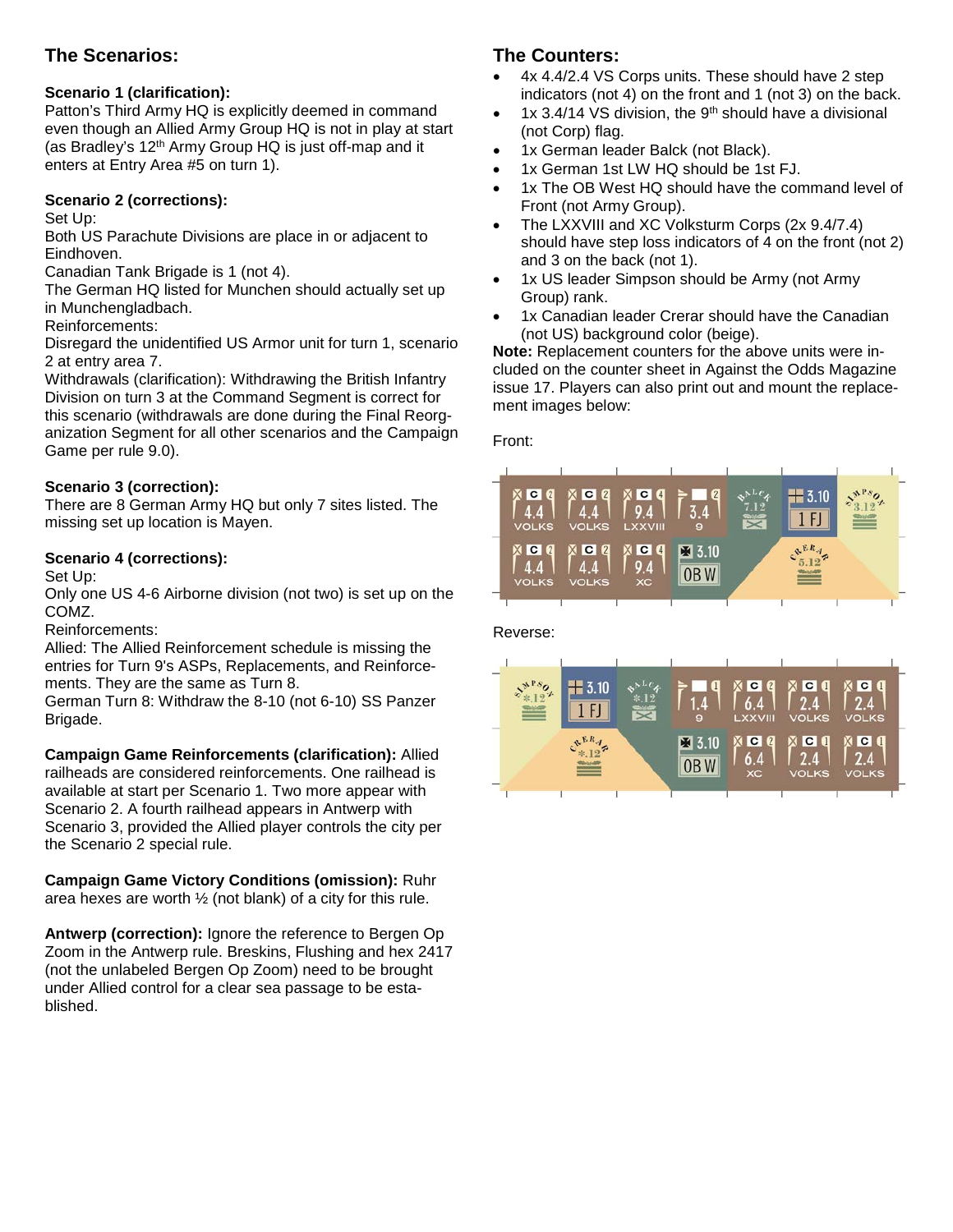## The Scenarios:

**Scenario 1 (clarification):**
Patton's Third Army HQ is explicitly deemed in command even though an Allied Army Group HQ is not in play at start (as Bradley's 12th Army Group HQ is just off-map and it enters at Entry Area #5 on turn 1).

**Scenario 2 (corrections):**
Set Up:
Both US Parachute Divisions are place in or adjacent to Eindhoven.
Canadian Tank Brigade is 1 (not 4).
The German HQ listed for Munchen should actually set up in Munchengladbach.
Reinforcements:
Disregard the unidentified US Armor unit for turn 1, scenario 2 at entry area 7.
Withdrawals (clarification): Withdrawing the British Infantry Division on turn 3 at the Command Segment is correct for this scenario (withdrawals are done during the Final Reorganization Segment for all other scenarios and the Campaign Game per rule 9.0).

**Scenario 3 (correction):**
There are 8 German Army HQ but only 7 sites listed. The missing set up location is Mayen.

**Scenario 4 (corrections):**
Set Up:
Only one US 4-6 Airborne division (not two) is set up on the COMZ.
Reinforcements:
Allied: The Allied Reinforcement schedule is missing the entries for Turn 9's ASPs, Replacements, and Reinforcements. They are the same as Turn 8.
German Turn 8: Withdraw the 8-10 (not 6-10) SS Panzer Brigade.

**Campaign Game Reinforcements (clarification):** Allied railheads are considered reinforcements. One railhead is available at start per Scenario 1. Two more appear with Scenario 2. A fourth railhead appears in Antwerp with Scenario 3, provided the Allied player controls the city per the Scenario 2 special rule.

**Campaign Game Victory Conditions (omission):** Ruhr area hexes are worth ½ (not blank) of a city for this rule.

**Antwerp (correction):** Ignore the reference to Bergen Op Zoom in the Antwerp rule. Breskins, Flushing and hex 2417 (not the unlabeled Bergen Op Zoom) need to be brought under Allied control for a clear sea passage to be established.

## The Counters:

- 4x 4.4/2.4 VS Corps units. These should have 2 step indicators (not 4) on the front and 1 (not 3) on the back.
- 1x 3.4/14 VS division, the 9th should have a divisional (not Corp) flag.
- 1x German leader Balck (not Black).
- 1x German 1st LW HQ should be 1st FJ.
- 1x The OB West HQ should have the command level of Front (not Army Group).
- The LXXVIII and XC Volksturm Corps (2x 9.4/7.4) should have step loss indicators of 4 on the front (not 2) and 3 on the back (not 1).
- 1x US leader Simpson should be Army (not Army Group) rank.
- 1x Canadian leader Crerar should have the Canadian (not US) background color (beige).

**Note:** Replacement counters for the above units were included on the counter sheet in Against the Odds Magazine issue 17. Players can also print out and mount the replacement images below:

Front:

Reverse: